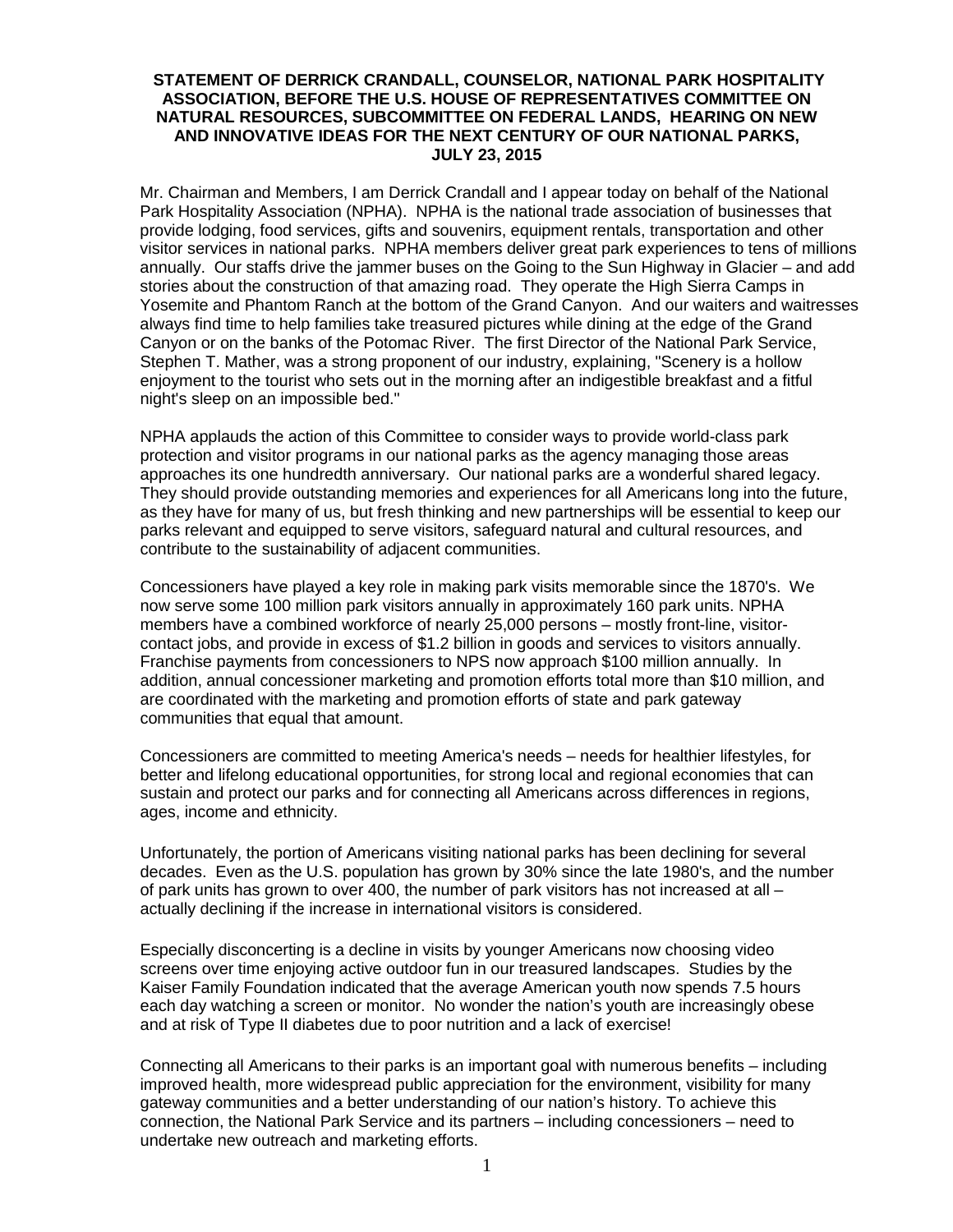**STATEMENT OF DERRICK CRANDALL, COUNSELOR, NATIONAL PARK HOSPITALITY ASSOCIATION, BEFORE THE U.S. HOUSE OF REPRESENTATIVES COMMITTEE ON NATURAL RESOURCES, SUBCOMMITTEE ON FEDERAL LANDS, HEARING ON NEW AND INNOVATIVE IDEAS FOR THE NEXT CENTURY OF OUR NATIONAL PARKS, JULY 23, 2015**

Mr. Chairman and Members, I am Derrick Crandall and I appear today on behalf of the National Park Hospitality Association (NPHA). NPHA is the national trade association of businesses that provide lodging, food services, gifts and souvenirs, equipment rentals, transportation and other visitor services in national parks. NPHA members deliver great park experiences to tens of millions annually. Our staffs drive the jammer buses on the Going to the Sun Highway in Glacier – and add stories about the construction of that amazing road. They operate the High Sierra Camps in Yosemite and Phantom Ranch at the bottom of the Grand Canyon. And our waiters and waitresses always find time to help families take treasured pictures while dining at the edge of the Grand Canyon or on the banks of the Potomac River. The first Director of the National Park Service, Stephen T. Mather, was a strong proponent of our industry, explaining, "Scenery is a hollow enjoyment to the tourist who sets out in the morning after an indigestible breakfast and a fitful night's sleep on an impossible bed."

NPHA applauds the action of this Committee to consider ways to provide world-class park protection and visitor programs in our national parks as the agency managing those areas approaches its one hundredth anniversary. Our national parks are a wonderful shared legacy. They should provide outstanding memories and experiences for all Americans long into the future, as they have for many of us, but fresh thinking and new partnerships will be essential to keep our parks relevant and equipped to serve visitors, safeguard natural and cultural resources, and contribute to the sustainability of adjacent communities.

Concessioners have played a key role in making park visits memorable since the 1870's. We now serve some 100 million park visitors annually in approximately 160 park units. NPHA members have a combined workforce of nearly 25,000 persons – mostly front-line, visitor-contact jobs, and provide in excess of $1.2 billion in goods and services to visitors annually. Franchise payments from concessioners to NPS now approach $100 million annually. In addition, annual concessioner marketing and promotion efforts total more than $10 million, and are coordinated with the marketing and promotion efforts of state and park gateway communities that equal that amount.

Concessioners are committed to meeting America's needs – needs for healthier lifestyles, for better and lifelong educational opportunities, for strong local and regional economies that can sustain and protect our parks and for connecting all Americans across differences in regions, ages, income and ethnicity.

Unfortunately, the portion of Americans visiting national parks has been declining for several decades. Even as the U.S. population has grown by 30% since the late 1980's, and the number of park units has grown to over 400, the number of park visitors has not increased at all – actually declining if the increase in international visitors is considered.

Especially disconcerting is a decline in visits by younger Americans now choosing video screens over time enjoying active outdoor fun in our treasured landscapes. Studies by the Kaiser Family Foundation indicated that the average American youth now spends 7.5 hours each day watching a screen or monitor. No wonder the nation's youth are increasingly obese and at risk of Type II diabetes due to poor nutrition and a lack of exercise!

Connecting all Americans to their parks is an important goal with numerous benefits – including improved health, more widespread public appreciation for the environment, visibility for many gateway communities and a better understanding of our nation's history. To achieve this connection, the National Park Service and its partners – including concessioners – need to undertake new outreach and marketing efforts.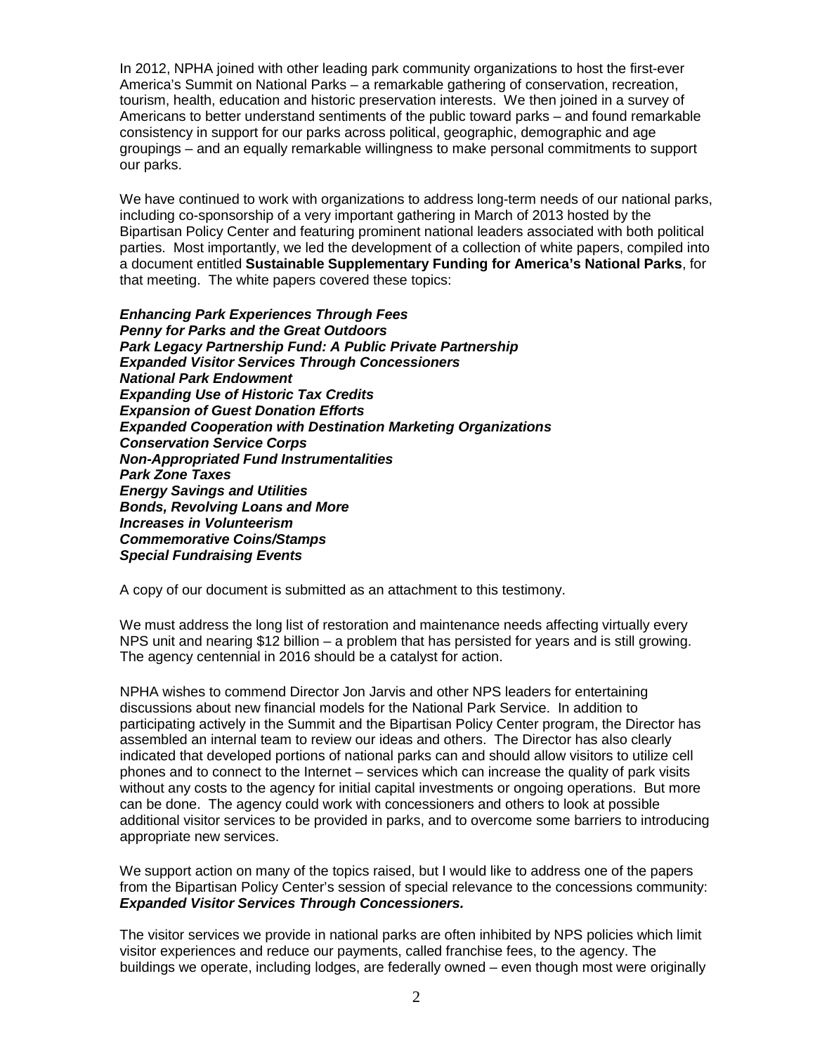In 2012, NPHA joined with other leading park community organizations to host the first-ever America's Summit on National Parks – a remarkable gathering of conservation, recreation, tourism, health, education and historic preservation interests. We then joined in a survey of Americans to better understand sentiments of the public toward parks – and found remarkable consistency in support for our parks across political, geographic, demographic and age groupings – and an equally remarkable willingness to make personal commitments to support our parks.

We have continued to work with organizations to address long-term needs of our national parks, including co-sponsorship of a very important gathering in March of 2013 hosted by the Bipartisan Policy Center and featuring prominent national leaders associated with both political parties. Most importantly, we led the development of a collection of white papers, compiled into a document entitled **Sustainable Supplementary Funding for America's National Parks**, for that meeting. The white papers covered these topics:

***Enhancing Park Experiences Through Fees***
***Penny for Parks and the Great Outdoors***
***Park Legacy Partnership Fund: A Public Private Partnership***
***Expanded Visitor Services Through Concessioners***
***National Park Endowment***
***Expanding Use of Historic Tax Credits***
***Expansion of Guest Donation Efforts***
***Expanded Cooperation with Destination Marketing Organizations***
***Conservation Service Corps***
***Non-Appropriated Fund Instrumentalities***
***Park Zone Taxes***
***Energy Savings and Utilities***
***Bonds, Revolving Loans and More***
***Increases in Volunteerism***
***Commemorative Coins/Stamps***
***Special Fundraising Events***

A copy of our document is submitted as an attachment to this testimony.

We must address the long list of restoration and maintenance needs affecting virtually every NPS unit and nearing $12 billion – a problem that has persisted for years and is still growing. The agency centennial in 2016 should be a catalyst for action.

NPHA wishes to commend Director Jon Jarvis and other NPS leaders for entertaining discussions about new financial models for the National Park Service. In addition to participating actively in the Summit and the Bipartisan Policy Center program, the Director has assembled an internal team to review our ideas and others. The Director has also clearly indicated that developed portions of national parks can and should allow visitors to utilize cell phones and to connect to the Internet – services which can increase the quality of park visits without any costs to the agency for initial capital investments or ongoing operations. But more can be done. The agency could work with concessioners and others to look at possible additional visitor services to be provided in parks, and to overcome some barriers to introducing appropriate new services.

We support action on many of the topics raised, but I would like to address one of the papers from the Bipartisan Policy Center's session of special relevance to the concessions community: ***Expanded Visitor Services Through Concessioners.***

The visitor services we provide in national parks are often inhibited by NPS policies which limit visitor experiences and reduce our payments, called franchise fees, to the agency. The buildings we operate, including lodges, are federally owned – even though most were originally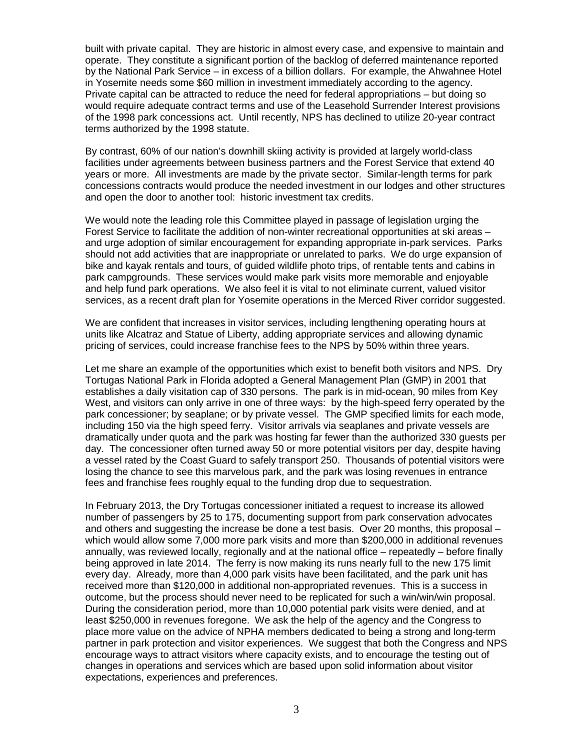built with private capital. They are historic in almost every case, and expensive to maintain and operate. They constitute a significant portion of the backlog of deferred maintenance reported by the National Park Service – in excess of a billion dollars. For example, the Ahwahnee Hotel in Yosemite needs some $60 million in investment immediately according to the agency. Private capital can be attracted to reduce the need for federal appropriations – but doing so would require adequate contract terms and use of the Leasehold Surrender Interest provisions of the 1998 park concessions act. Until recently, NPS has declined to utilize 20-year contract terms authorized by the 1998 statute.

By contrast, 60% of our nation's downhill skiing activity is provided at largely world-class facilities under agreements between business partners and the Forest Service that extend 40 years or more. All investments are made by the private sector. Similar-length terms for park concessions contracts would produce the needed investment in our lodges and other structures and open the door to another tool: historic investment tax credits.

We would note the leading role this Committee played in passage of legislation urging the Forest Service to facilitate the addition of non-winter recreational opportunities at ski areas – and urge adoption of similar encouragement for expanding appropriate in-park services. Parks should not add activities that are inappropriate or unrelated to parks. We do urge expansion of bike and kayak rentals and tours, of guided wildlife photo trips, of rentable tents and cabins in park campgrounds. These services would make park visits more memorable and enjoyable and help fund park operations. We also feel it is vital to not eliminate current, valued visitor services, as a recent draft plan for Yosemite operations in the Merced River corridor suggested.

We are confident that increases in visitor services, including lengthening operating hours at units like Alcatraz and Statue of Liberty, adding appropriate services and allowing dynamic pricing of services, could increase franchise fees to the NPS by 50% within three years.

Let me share an example of the opportunities which exist to benefit both visitors and NPS. Dry Tortugas National Park in Florida adopted a General Management Plan (GMP) in 2001 that establishes a daily visitation cap of 330 persons. The park is in mid-ocean, 90 miles from Key West, and visitors can only arrive in one of three ways: by the high-speed ferry operated by the park concessioner; by seaplane; or by private vessel. The GMP specified limits for each mode, including 150 via the high speed ferry. Visitor arrivals via seaplanes and private vessels are dramatically under quota and the park was hosting far fewer than the authorized 330 guests per day. The concessioner often turned away 50 or more potential visitors per day, despite having a vessel rated by the Coast Guard to safely transport 250. Thousands of potential visitors were losing the chance to see this marvelous park, and the park was losing revenues in entrance fees and franchise fees roughly equal to the funding drop due to sequestration.

In February 2013, the Dry Tortugas concessioner initiated a request to increase its allowed number of passengers by 25 to 175, documenting support from park conservation advocates and others and suggesting the increase be done a test basis. Over 20 months, this proposal – which would allow some 7,000 more park visits and more than $200,000 in additional revenues annually, was reviewed locally, regionally and at the national office – repeatedly – before finally being approved in late 2014. The ferry is now making its runs nearly full to the new 175 limit every day. Already, more than 4,000 park visits have been facilitated, and the park unit has received more than $120,000 in additional non-appropriated revenues. This is a success in outcome, but the process should never need to be replicated for such a win/win/win proposal. During the consideration period, more than 10,000 potential park visits were denied, and at least $250,000 in revenues foregone. We ask the help of the agency and the Congress to place more value on the advice of NPHA members dedicated to being a strong and long-term partner in park protection and visitor experiences. We suggest that both the Congress and NPS encourage ways to attract visitors where capacity exists, and to encourage the testing out of changes in operations and services which are based upon solid information about visitor expectations, experiences and preferences.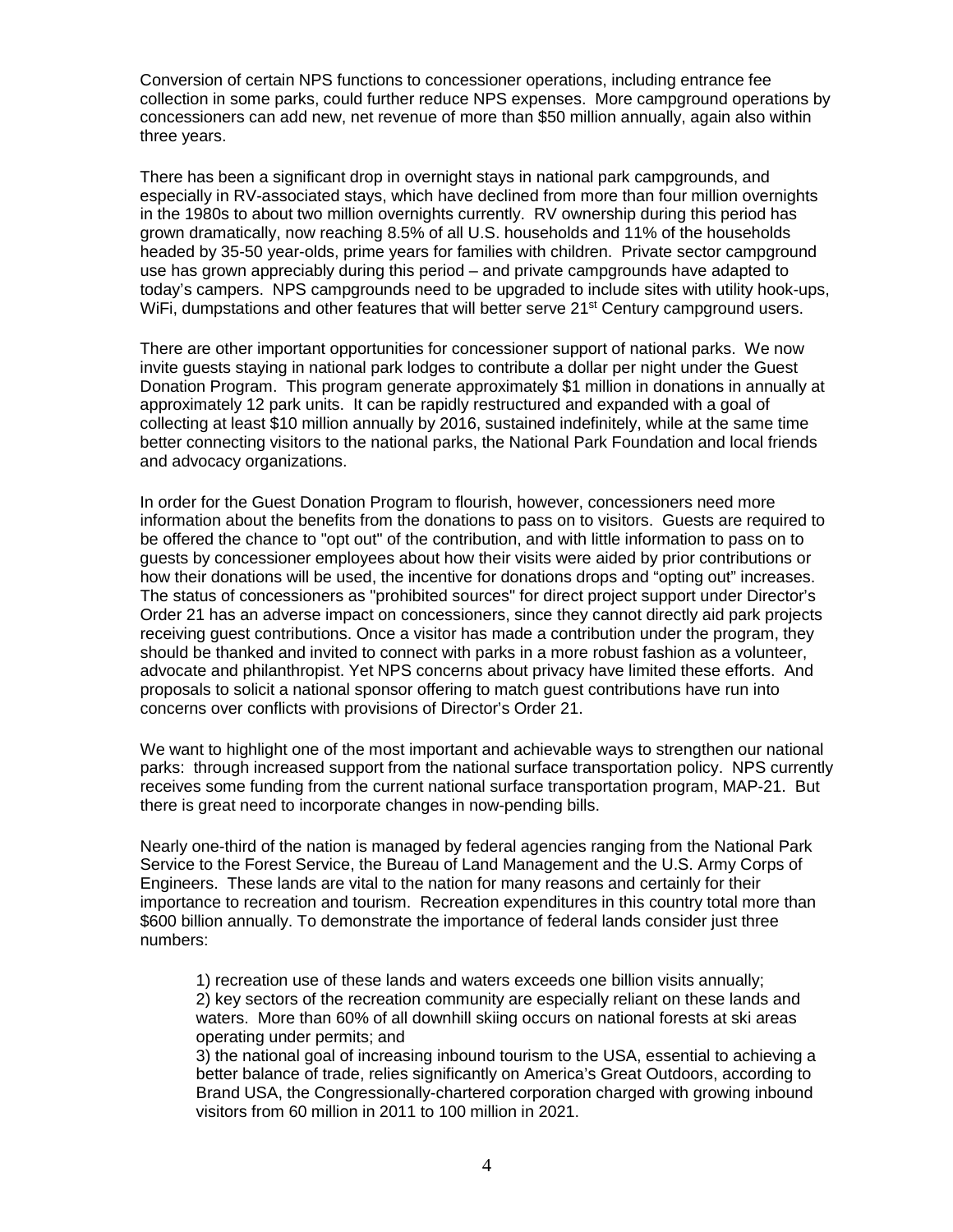Conversion of certain NPS functions to concessioner operations, including entrance fee collection in some parks, could further reduce NPS expenses. More campground operations by concessioners can add new, net revenue of more than $50 million annually, again also within three years.

There has been a significant drop in overnight stays in national park campgrounds, and especially in RV-associated stays, which have declined from more than four million overnights in the 1980s to about two million overnights currently. RV ownership during this period has grown dramatically, now reaching 8.5% of all U.S. households and 11% of the households headed by 35-50 year-olds, prime years for families with children. Private sector campground use has grown appreciably during this period – and private campgrounds have adapted to today's campers. NPS campgrounds need to be upgraded to include sites with utility hook-ups, WiFi, dumpstations and other features that will better serve 21st Century campground users.

There are other important opportunities for concessioner support of national parks. We now invite guests staying in national park lodges to contribute a dollar per night under the Guest Donation Program. This program generate approximately $1 million in donations in annually at approximately 12 park units. It can be rapidly restructured and expanded with a goal of collecting at least $10 million annually by 2016, sustained indefinitely, while at the same time better connecting visitors to the national parks, the National Park Foundation and local friends and advocacy organizations.

In order for the Guest Donation Program to flourish, however, concessioners need more information about the benefits from the donations to pass on to visitors. Guests are required to be offered the chance to "opt out" of the contribution, and with little information to pass on to guests by concessioner employees about how their visits were aided by prior contributions or how their donations will be used, the incentive for donations drops and "opting out" increases. The status of concessioners as "prohibited sources" for direct project support under Director's Order 21 has an adverse impact on concessioners, since they cannot directly aid park projects receiving guest contributions. Once a visitor has made a contribution under the program, they should be thanked and invited to connect with parks in a more robust fashion as a volunteer, advocate and philanthropist. Yet NPS concerns about privacy have limited these efforts. And proposals to solicit a national sponsor offering to match guest contributions have run into concerns over conflicts with provisions of Director's Order 21.

We want to highlight one of the most important and achievable ways to strengthen our national parks: through increased support from the national surface transportation policy. NPS currently receives some funding from the current national surface transportation program, MAP-21. But there is great need to incorporate changes in now-pending bills.

Nearly one-third of the nation is managed by federal agencies ranging from the National Park Service to the Forest Service, the Bureau of Land Management and the U.S. Army Corps of Engineers. These lands are vital to the nation for many reasons and certainly for their importance to recreation and tourism. Recreation expenditures in this country total more than $600 billion annually. To demonstrate the importance of federal lands consider just three numbers:

1) recreation use of these lands and waters exceeds one billion visits annually;
2) key sectors of the recreation community are especially reliant on these lands and waters. More than 60% of all downhill skiing occurs on national forests at ski areas operating under permits; and
3) the national goal of increasing inbound tourism to the USA, essential to achieving a better balance of trade, relies significantly on America's Great Outdoors, according to Brand USA, the Congressionally-chartered corporation charged with growing inbound visitors from 60 million in 2011 to 100 million in 2021.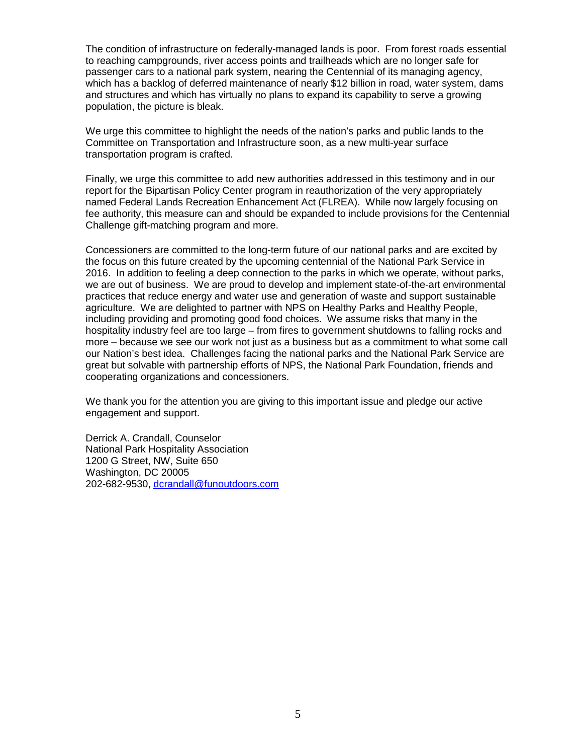The condition of infrastructure on federally-managed lands is poor. From forest roads essential to reaching campgrounds, river access points and trailheads which are no longer safe for passenger cars to a national park system, nearing the Centennial of its managing agency, which has a backlog of deferred maintenance of nearly $12 billion in road, water system, dams and structures and which has virtually no plans to expand its capability to serve a growing population, the picture is bleak.

We urge this committee to highlight the needs of the nation's parks and public lands to the Committee on Transportation and Infrastructure soon, as a new multi-year surface transportation program is crafted.

Finally, we urge this committee to add new authorities addressed in this testimony and in our report for the Bipartisan Policy Center program in reauthorization of the very appropriately named Federal Lands Recreation Enhancement Act (FLREA). While now largely focusing on fee authority, this measure can and should be expanded to include provisions for the Centennial Challenge gift-matching program and more.

Concessioners are committed to the long-term future of our national parks and are excited by the focus on this future created by the upcoming centennial of the National Park Service in 2016. In addition to feeling a deep connection to the parks in which we operate, without parks, we are out of business. We are proud to develop and implement state-of-the-art environmental practices that reduce energy and water use and generation of waste and support sustainable agriculture. We are delighted to partner with NPS on Healthy Parks and Healthy People, including providing and promoting good food choices. We assume risks that many in the hospitality industry feel are too large – from fires to government shutdowns to falling rocks and more – because we see our work not just as a business but as a commitment to what some call our Nation's best idea. Challenges facing the national parks and the National Park Service are great but solvable with partnership efforts of NPS, the National Park Foundation, friends and cooperating organizations and concessioners.

We thank you for the attention you are giving to this important issue and pledge our active engagement and support.

Derrick A. Crandall, Counselor
National Park Hospitality Association
1200 G Street, NW, Suite 650
Washington, DC 20005
202-682-9530, dcrandall@funoutdoors.com